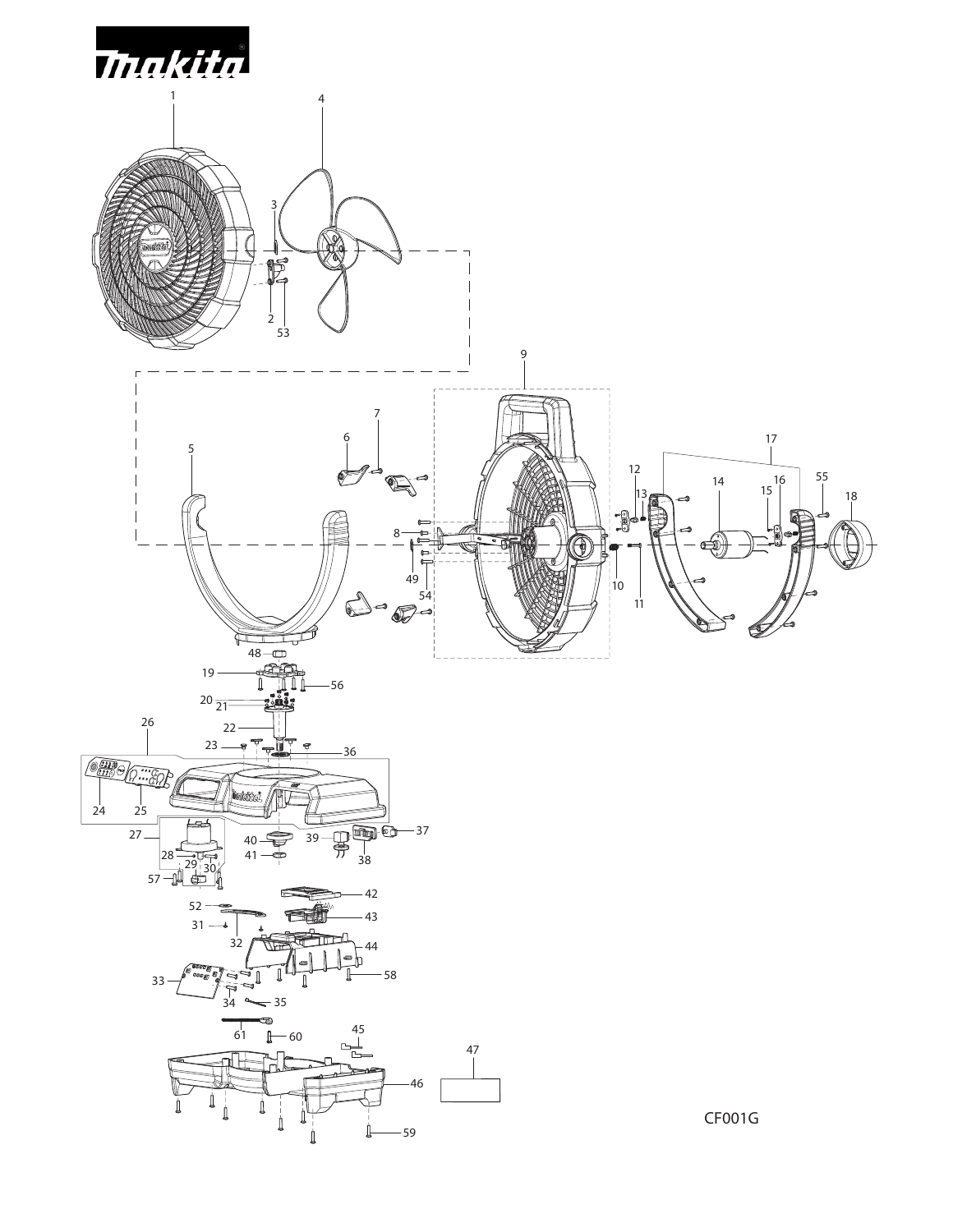makita

CF001G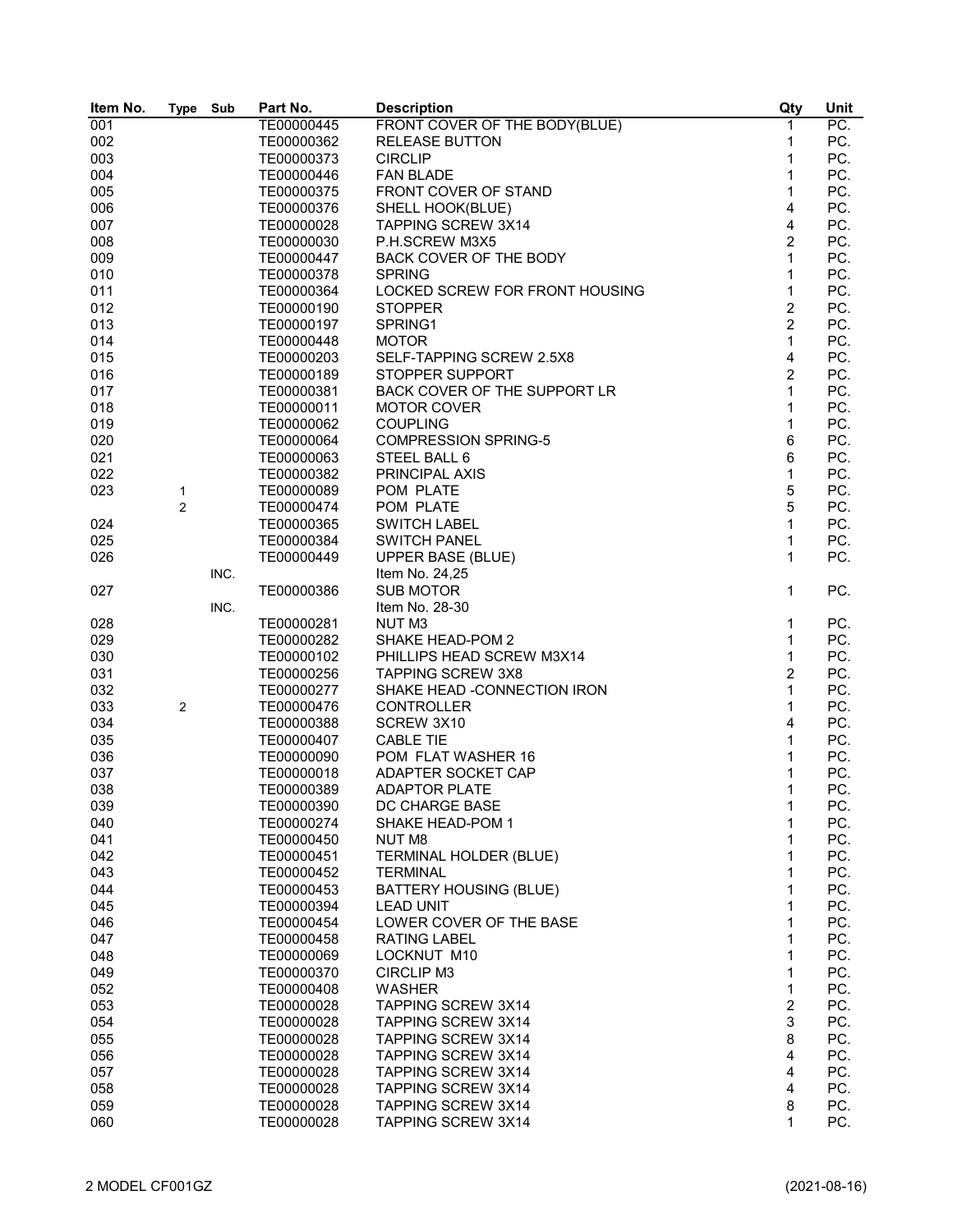| Item No. | Type | Sub | Part No. | Description | Qty | Unit |
|---|---|---|---|---|---|---|
| 001 | | | TE00000445 | FRONT COVER OF THE BODY(BLUE) | 1 | PC. |
| 002 | | | TE00000362 | RELEASE BUTTON | 1 | PC. |
| 003 | | | TE00000373 | CIRCLIP | 1 | PC. |
| 004 | | | TE00000446 | FAN BLADE | 1 | PC. |
| 005 | | | TE00000375 | FRONT COVER OF STAND | 1 | PC. |
| 006 | | | TE00000376 | SHELL HOOK(BLUE) | 4 | PC. |
| 007 | | | TE00000028 | TAPPING SCREW 3X14 | 4 | PC. |
| 008 | | | TE00000030 | P.H.SCREW M3X5 | 2 | PC. |
| 009 | | | TE00000447 | BACK COVER OF THE BODY | 1 | PC. |
| 010 | | | TE00000378 | SPRING | 1 | PC. |
| 011 | | | TE00000364 | LOCKED SCREW FOR FRONT HOUSING | 1 | PC. |
| 012 | | | TE00000190 | STOPPER | 2 | PC. |
| 013 | | | TE00000197 | SPRING1 | 2 | PC. |
| 014 | | | TE00000448 | MOTOR | 1 | PC. |
| 015 | | | TE00000203 | SELF-TAPPING SCREW 2.5X8 | 4 | PC. |
| 016 | | | TE00000189 | STOPPER SUPPORT | 2 | PC. |
| 017 | | | TE00000381 | BACK COVER OF THE SUPPORT LR | 1 | PC. |
| 018 | | | TE00000011 | MOTOR COVER | 1 | PC. |
| 019 | | | TE00000062 | COUPLING | 1 | PC. |
| 020 | | | TE00000064 | COMPRESSION SPRING-5 | 6 | PC. |
| 021 | | | TE00000063 | STEEL BALL 6 | 6 | PC. |
| 022 | | | TE00000382 | PRINCIPAL AXIS | 1 | PC. |
| 023 | 1 | | TE00000089 | POM PLATE | 5 | PC. |
| | 2 | | TE00000474 | POM PLATE | 5 | PC. |
| 024 | | | TE00000365 | SWITCH LABEL | 1 | PC. |
| 025 | | | TE00000384 | SWITCH PANEL | 1 | PC. |
| 026 | | | TE00000449 | UPPER BASE (BLUE) | 1 | PC. |
| | | INC. | | Item No. 24,25 | | |
| 027 | | | TE00000386 | SUB MOTOR | 1 | PC. |
| | | INC. | | Item No. 28-30 | | |
| 028 | | | TE00000281 | NUT M3 | 1 | PC. |
| 029 | | | TE00000282 | SHAKE HEAD-POM 2 | 1 | PC. |
| 030 | | | TE00000102 | PHILLIPS HEAD SCREW M3X14 | 1 | PC. |
| 031 | | | TE00000256 | TAPPING SCREW 3X8 | 2 | PC. |
| 032 | | | TE00000277 | SHAKE HEAD -CONNECTION IRON | 1 | PC. |
| 033 | 2 | | TE00000476 | CONTROLLER | 1 | PC. |
| 034 | | | TE00000388 | SCREW 3X10 | 4 | PC. |
| 035 | | | TE00000407 | CABLE TIE | 1 | PC. |
| 036 | | | TE00000090 | POM FLAT WASHER 16 | 1 | PC. |
| 037 | | | TE00000018 | ADAPTER SOCKET CAP | 1 | PC. |
| 038 | | | TE00000389 | ADAPTOR PLATE | 1 | PC. |
| 039 | | | TE00000390 | DC CHARGE BASE | 1 | PC. |
| 040 | | | TE00000274 | SHAKE HEAD-POM 1 | 1 | PC. |
| 041 | | | TE00000450 | NUT M8 | 1 | PC. |
| 042 | | | TE00000451 | TERMINAL HOLDER (BLUE) | 1 | PC. |
| 043 | | | TE00000452 | TERMINAL | 1 | PC. |
| 044 | | | TE00000453 | BATTERY HOUSING (BLUE) | 1 | PC. |
| 045 | | | TE00000394 | LEAD UNIT | 1 | PC. |
| 046 | | | TE00000454 | LOWER COVER OF THE BASE | 1 | PC. |
| 047 | | | TE00000458 | RATING LABEL | 1 | PC. |
| 048 | | | TE00000069 | LOCKNUT M10 | 1 | PC. |
| 049 | | | TE00000370 | CIRCLIP M3 | 1 | PC. |
| 052 | | | TE00000408 | WASHER | 1 | PC. |
| 053 | | | TE00000028 | TAPPING SCREW 3X14 | 2 | PC. |
| 054 | | | TE00000028 | TAPPING SCREW 3X14 | 3 | PC. |
| 055 | | | TE00000028 | TAPPING SCREW 3X14 | 8 | PC. |
| 056 | | | TE00000028 | TAPPING SCREW 3X14 | 4 | PC. |
| 057 | | | TE00000028 | TAPPING SCREW 3X14 | 4 | PC. |
| 058 | | | TE00000028 | TAPPING SCREW 3X14 | 4 | PC. |
| 059 | | | TE00000028 | TAPPING SCREW 3X14 | 8 | PC. |
| 060 | | | TE00000028 | TAPPING SCREW 3X14 | 1 | PC. |

2 MODEL CF001GZ (2021-08-16)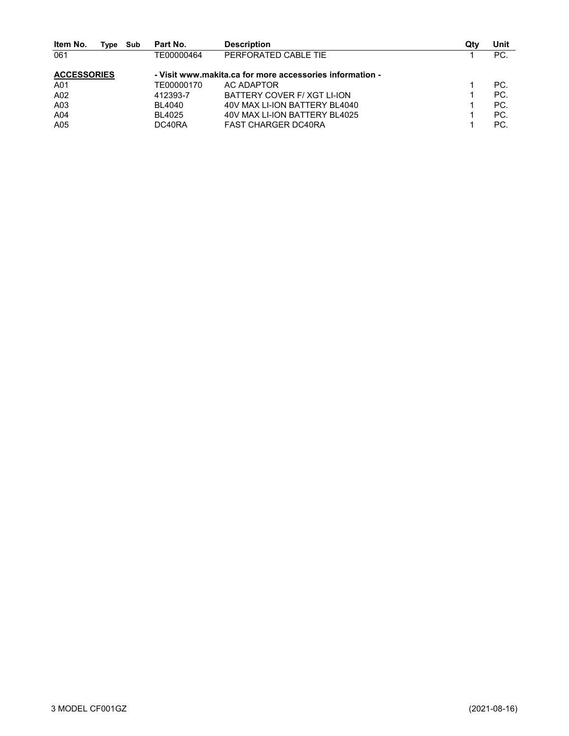| Item No. | Type | Sub | Part No. | Description | Qty | Unit |
|---|---|---|---|---|---|---|
| 061 | | | TE00000464 | PERFORATED CABLE TIE | 1 | PC. |
| **ACCESSORIES** | | | **- Visit www.makita.ca for more accessories information -** | | | |
| A01 | | | TE00000170 | AC ADAPTOR | 1 | PC. |
| A02 | | | 412393-7 | BATTERY COVER F/ XGT LI-ION | 1 | PC. |
| A03 | | | BL4040 | 40V MAX LI-ION BATTERY BL4040 | 1 | PC. |
| A04 | | | BL4025 | 40V MAX LI-ION BATTERY BL4025 | 1 | PC. |
| A05 | | | DC40RA | FAST CHARGER DC40RA | 1 | PC. |